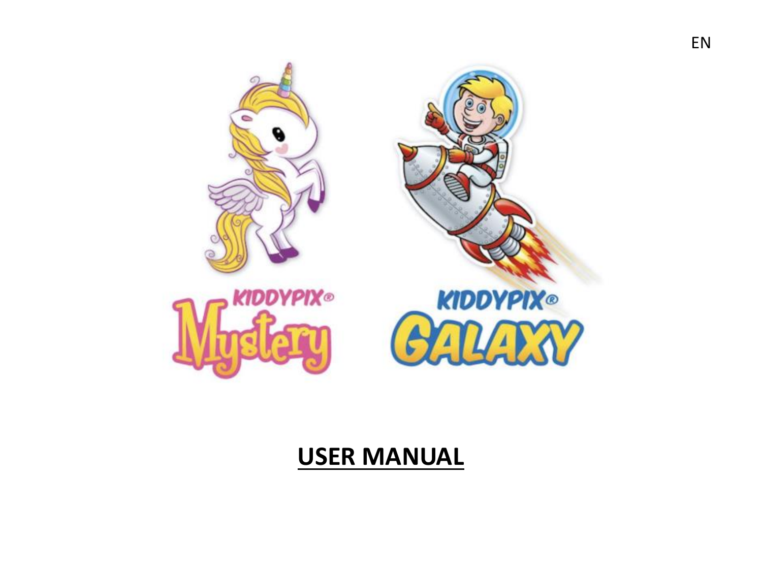EN

KIDDYPIX® Mystery

KIDDYPIX® GALAXY

# USER MANUAL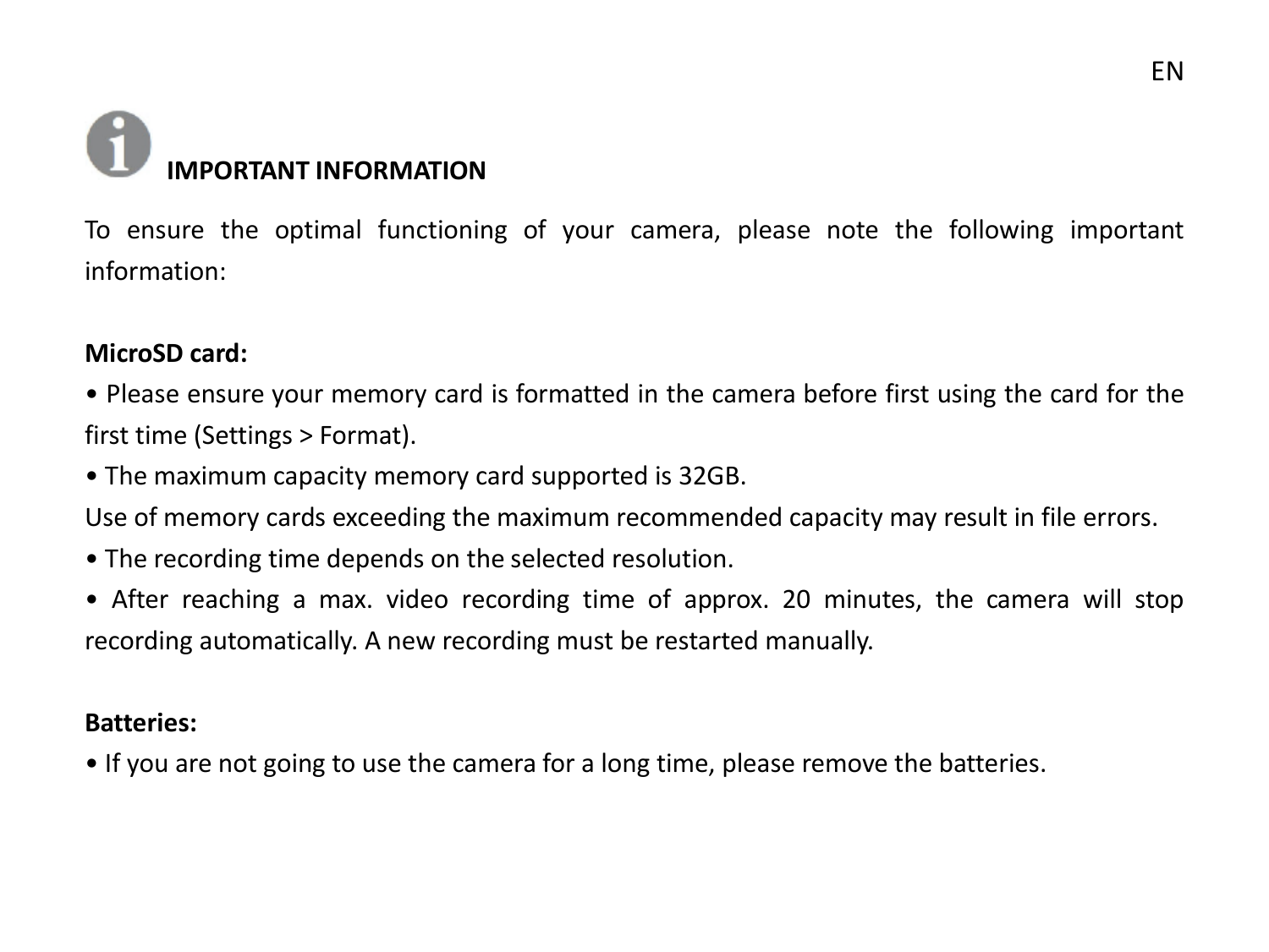## IMPORTANT INFORMATION

To ensure the optimal functioning of your camera, please note the following important information:

**MicroSD card:**

- Please ensure your memory card is formatted in the camera before first using the card for the first time (Settings > Format).
- The maximum capacity memory card supported is 32GB.

Use of memory cards exceeding the maximum recommended capacity may result in file errors.

- The recording time depends on the selected resolution.
- After reaching a max. video recording time of approx. 20 minutes, the camera will stop recording automatically. A new recording must be restarted manually.

**Batteries:**

- If you are not going to use the camera for a long time, please remove the batteries.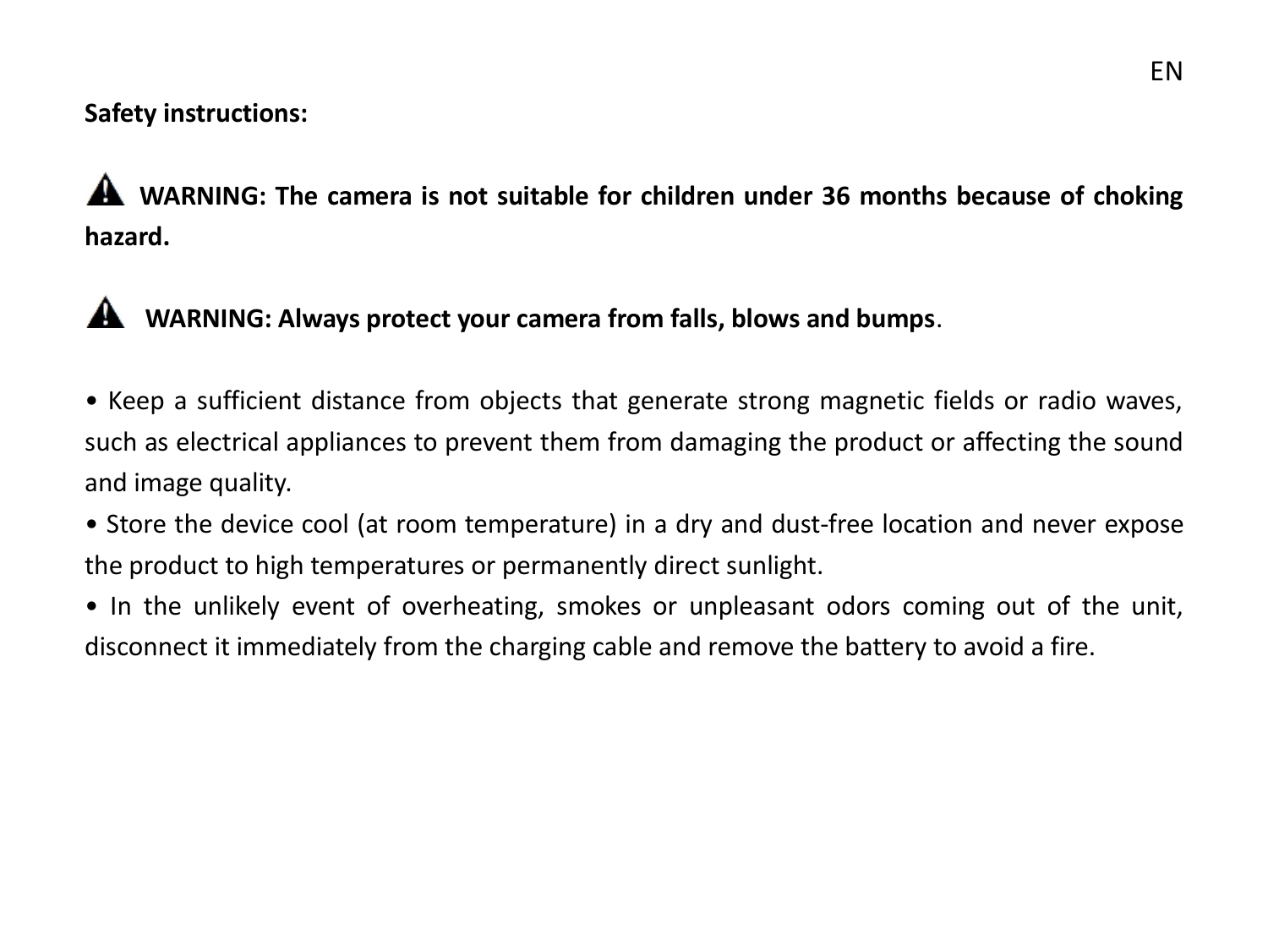**Safety instructions:**

⚠ **WARNING: The camera is not suitable for children under 36 months because of choking hazard.**

⚠ **WARNING: Always protect your camera from falls, blows and bumps**.

- Keep a sufficient distance from objects that generate strong magnetic fields or radio waves, such as electrical appliances to prevent them from damaging the product or affecting the sound and image quality.
- Store the device cool (at room temperature) in a dry and dust-free location and never expose the product to high temperatures or permanently direct sunlight.
- In the unlikely event of overheating, smokes or unpleasant odors coming out of the unit, disconnect it immediately from the charging cable and remove the battery to avoid a fire.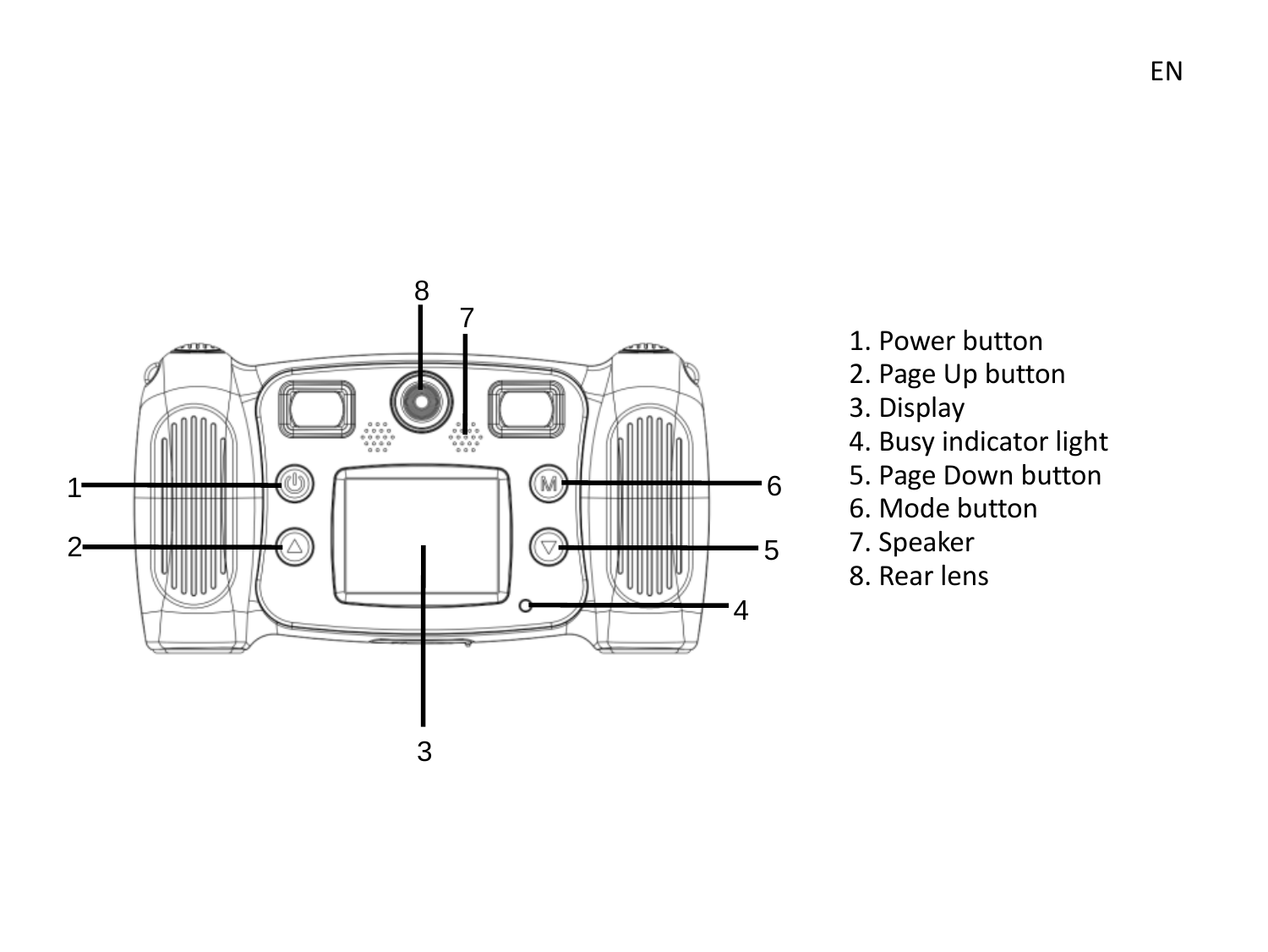1. Power button
2. Page Up button
3. Display
4. Busy indicator light
5. Page Down button
6. Mode button
7. Speaker
8. Rear lens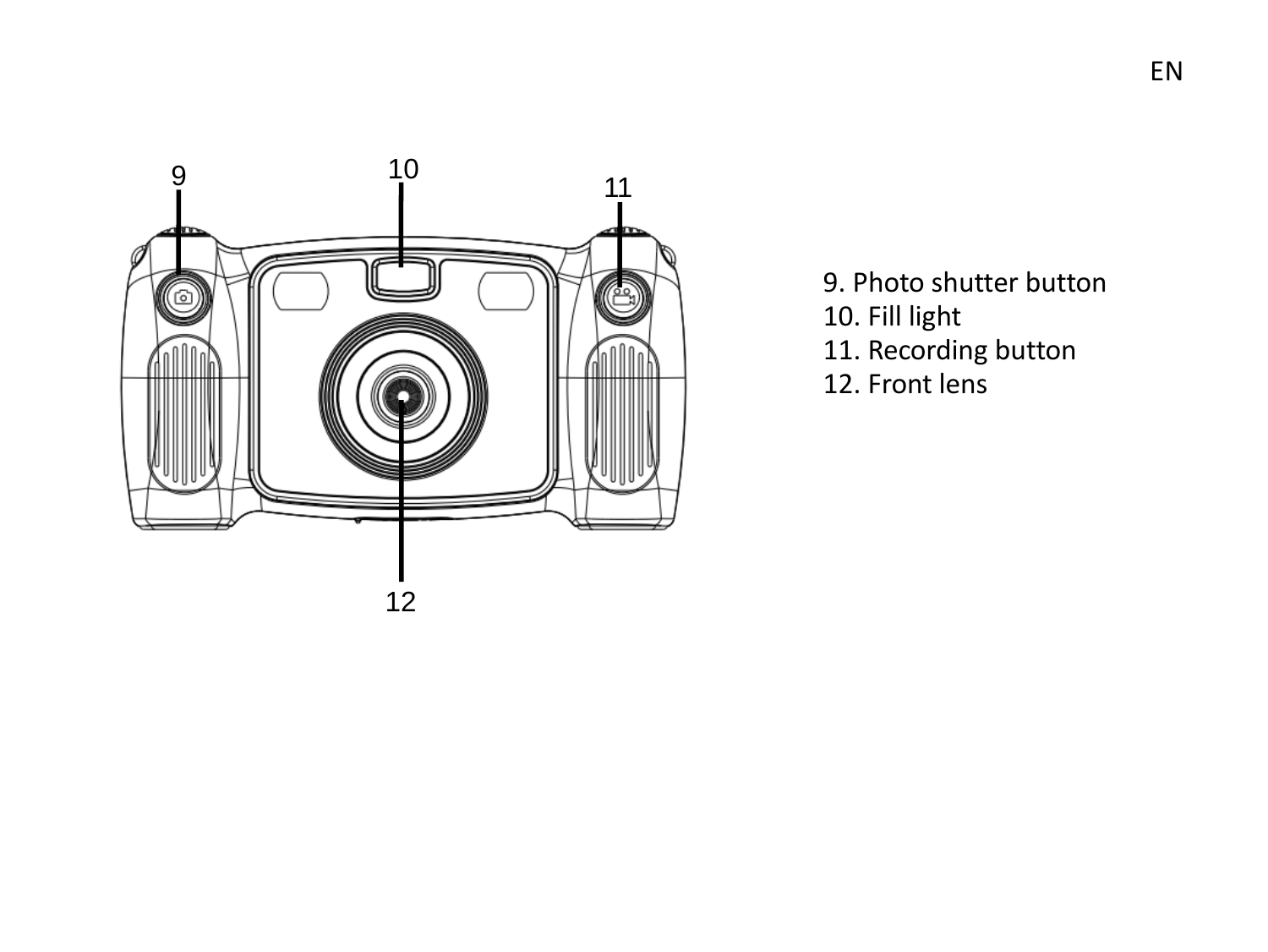9. Photo shutter button
10. Fill light
11. Recording button
12. Front lens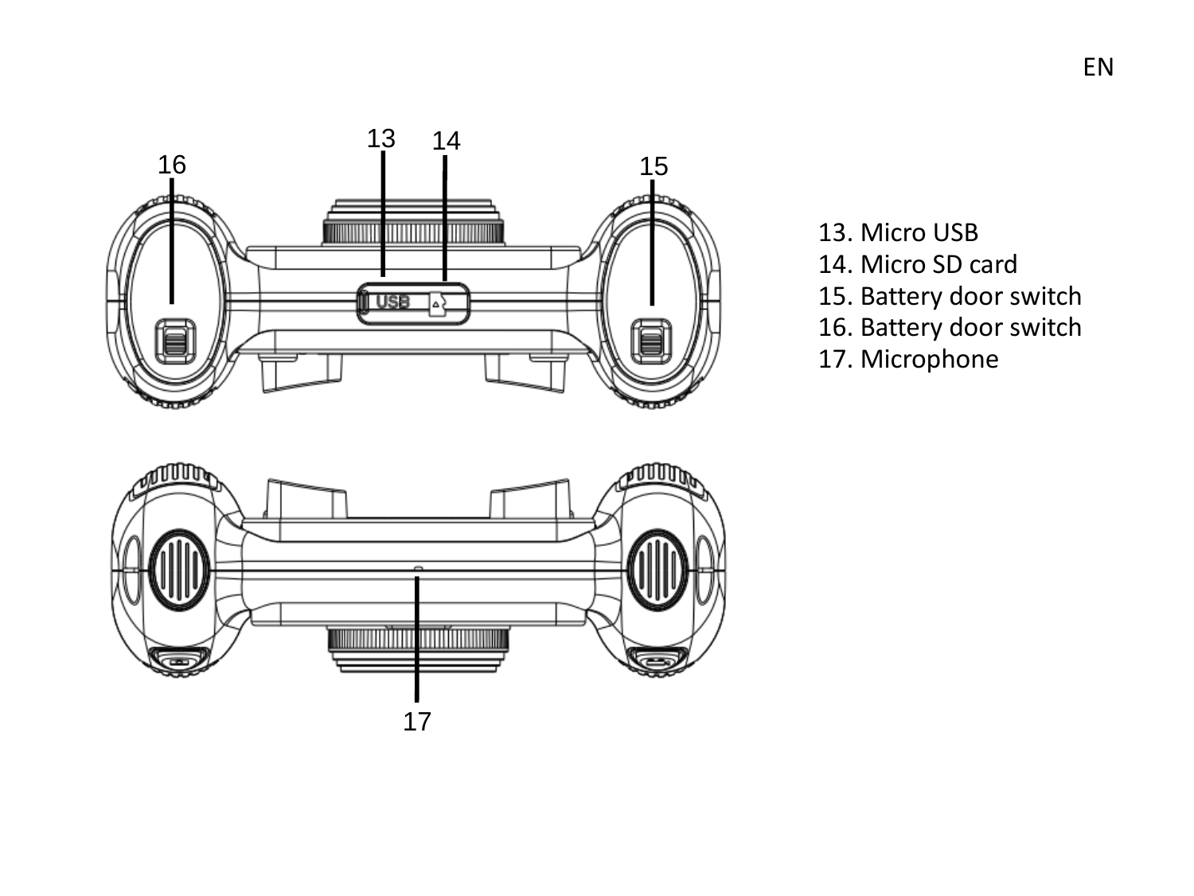13. Micro USB
14. Micro SD card
15. Battery door switch
16. Battery door switch
17. Microphone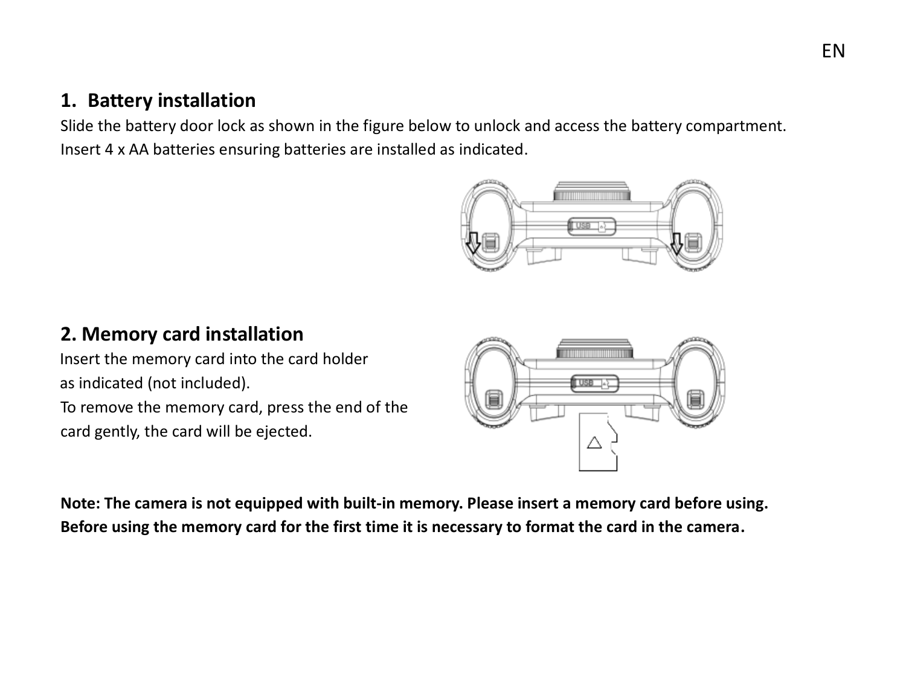## 1. Battery installation

Slide the battery door lock as shown in the figure below to unlock and access the battery compartment. Insert 4 x AA batteries ensuring batteries are installed as indicated.

## 2. Memory card installation

Insert the memory card into the card holder as indicated (not included).
To remove the memory card, press the end of the card gently, the card will be ejected.

**Note: The camera is not equipped with built-in memory. Please insert a memory card before using. Before using the memory card for the first time it is necessary to format the card in the camera.**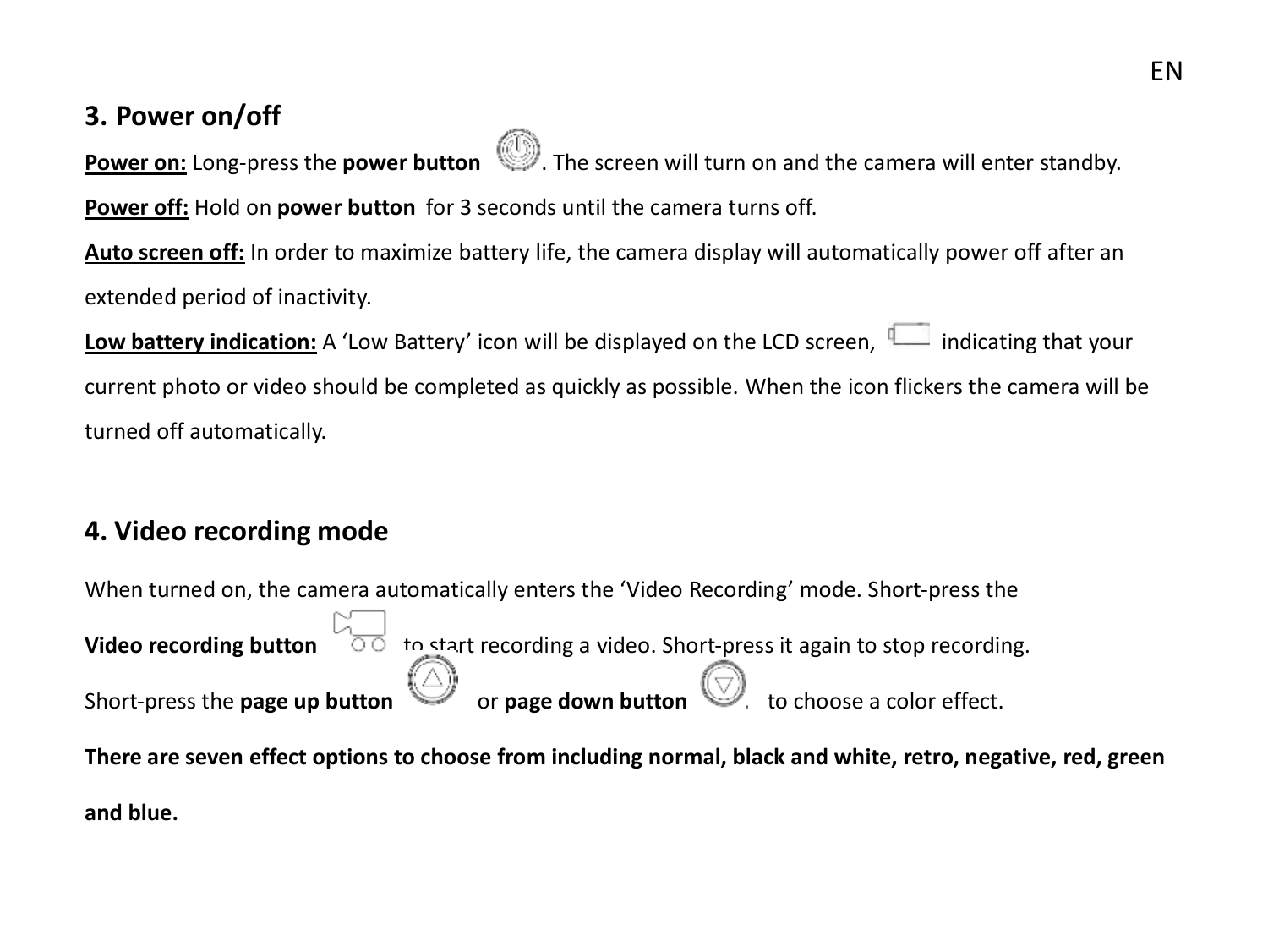## 3. Power on/off

**Power on:** Long-press the **power button** . The screen will turn on and the camera will enter standby.

**Power off:** Hold on **power button** for 3 seconds until the camera turns off.

**Auto screen off:** In order to maximize battery life, the camera display will automatically power off after an extended period of inactivity.

**Low battery indication:** A 'Low Battery' icon will be displayed on the LCD screen, indicating that your current photo or video should be completed as quickly as possible. When the icon flickers the camera will be turned off automatically.

## 4. Video recording mode

When turned on, the camera automatically enters the 'Video Recording' mode. Short-press the **Video recording button** to start recording a video. Short-press it again to stop recording.

Short-press the **page up button** or **page down button** to choose a color effect.

**There are seven effect options to choose from including normal, black and white, retro, negative, red, green and blue.**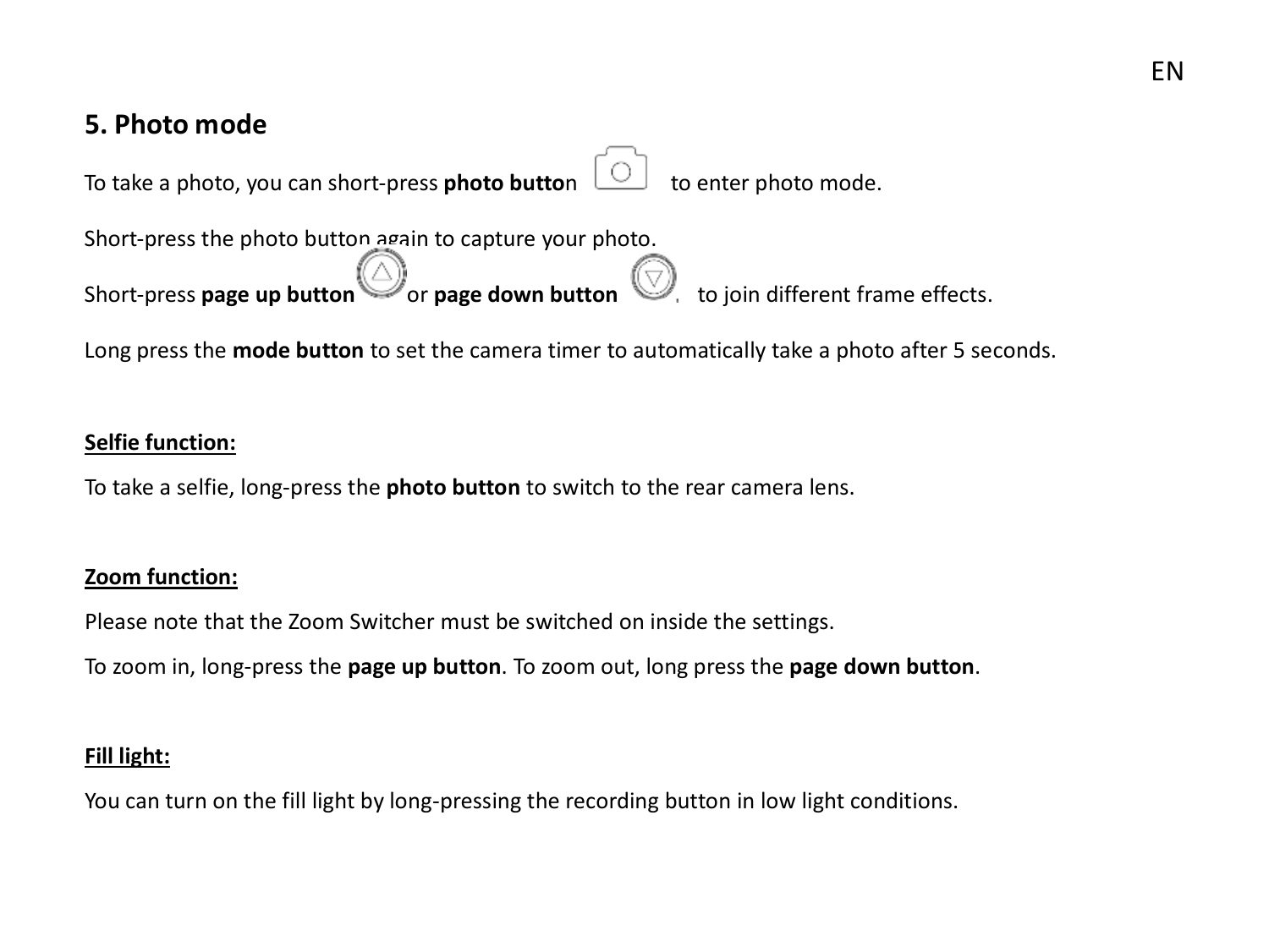## 5. Photo mode

To take a photo, you can short-press **photo button** to enter photo mode.

Short-press the photo button again to capture your photo.

Short-press **page up button** or **page down button** to join different frame effects.

Long press the **mode button** to set the camera timer to automatically take a photo after 5 seconds.

**Selfie function:**

To take a selfie, long-press the **photo button** to switch to the rear camera lens.

**Zoom function:**

Please note that the Zoom Switcher must be switched on inside the settings.

To zoom in, long-press the **page up button**. To zoom out, long press the **page down button**.

**Fill light:**

You can turn on the fill light by long-pressing the recording button in low light conditions.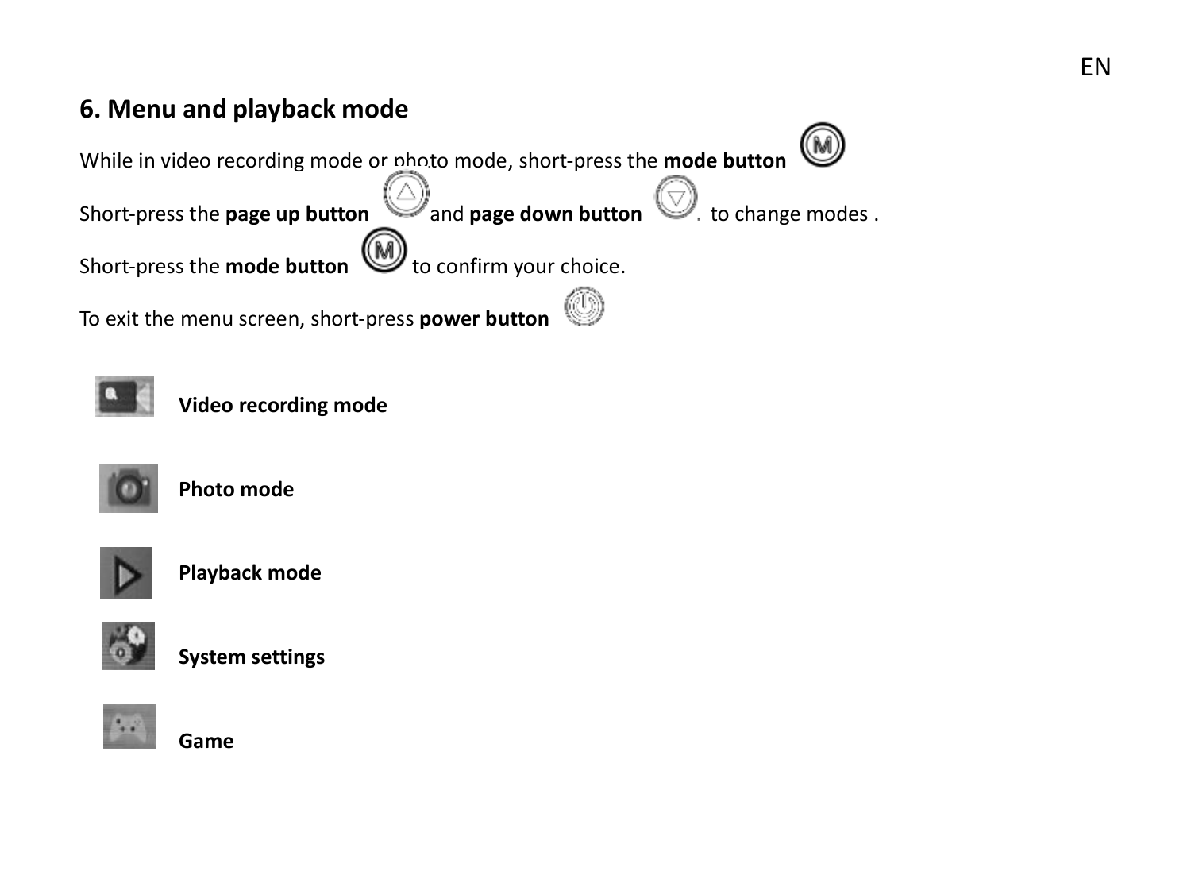## 6. Menu and playback mode

While in video recording mode or photo mode, short-press the **mode button**

Short-press the **page up button** and **page down button** to change modes .

Short-press the **mode button** to confirm your choice.

To exit the menu screen, short-press **power button**

**Video recording mode**

**Photo mode**

**Playback mode**

**System settings**

**Game**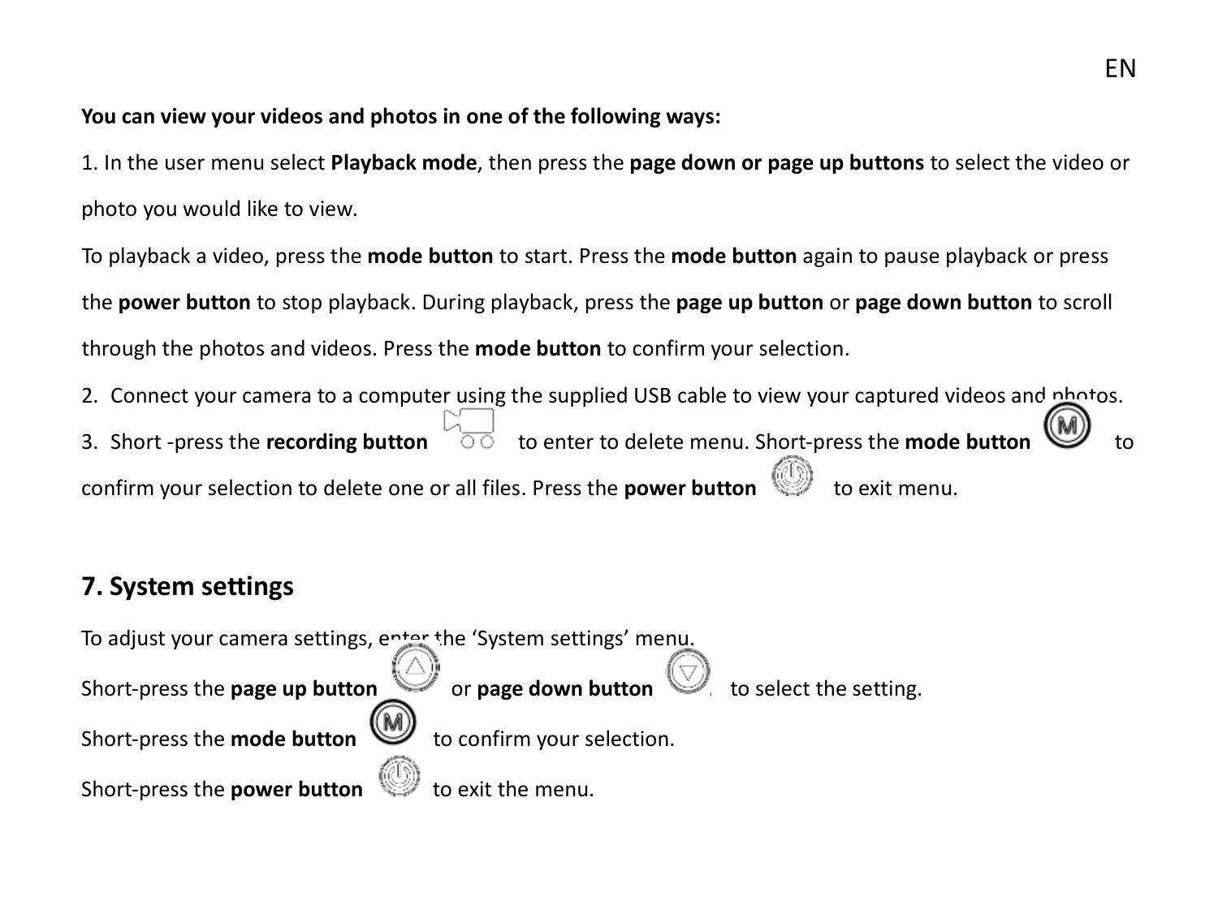**You can view your videos and photos in one of the following ways:**

1. In the user menu select **Playback mode**, then press the **page down or page up buttons** to select the video or photo you would like to view.

To playback a video, press the **mode button** to start. Press the **mode button** again to pause playback or press the **power button** to stop playback. During playback, press the **page up button** or **page down button** to scroll through the photos and videos. Press the **mode button** to confirm your selection.

2. Connect your camera to a computer using the supplied USB cable to view your captured videos and photos.
3. Short -press the **recording button** to enter to delete menu. Short-press the **mode button** to confirm your selection to delete one or all files. Press the **power button** to exit menu.

## 7. System settings

To adjust your camera settings, enter the 'System settings' menu.

Short-press the **page up button** or **page down button** to select the setting.

Short-press the **mode button** to confirm your selection.

Short-press the **power button** to exit the menu.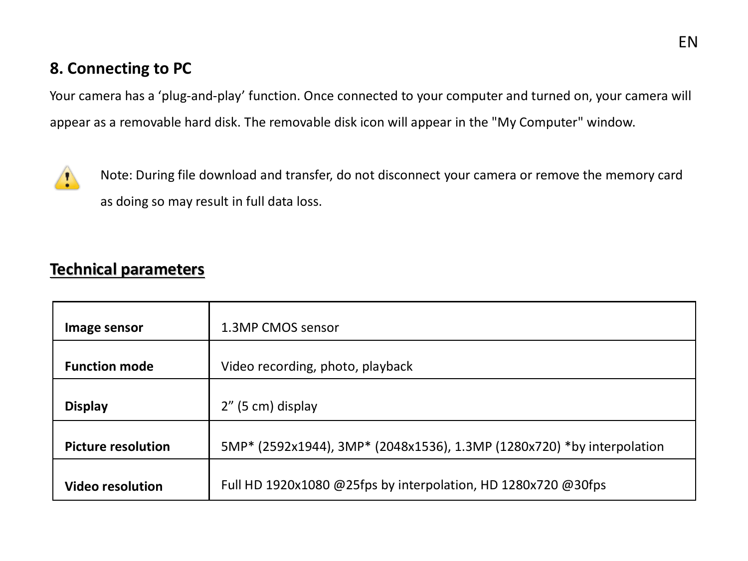## 8. Connecting to PC

Your camera has a 'plug-and-play' function. Once connected to your computer and turned on, your camera will appear as a removable hard disk. The removable disk icon will appear in the "My Computer" window.

Note: During file download and transfer, do not disconnect your camera or remove the memory card as doing so may result in full data loss.

## Technical parameters

| | |
|---|---|
| **Image sensor** | 1.3MP CMOS sensor |
| **Function mode** | Video recording, photo, playback |
| **Display** | 2" (5 cm) display |
| **Picture resolution** | 5MP* (2592x1944), 3MP* (2048x1536), 1.3MP (1280x720) *by interpolation |
| **Video resolution** | Full HD 1920x1080 @25fps by interpolation, HD 1280x720 @30fps |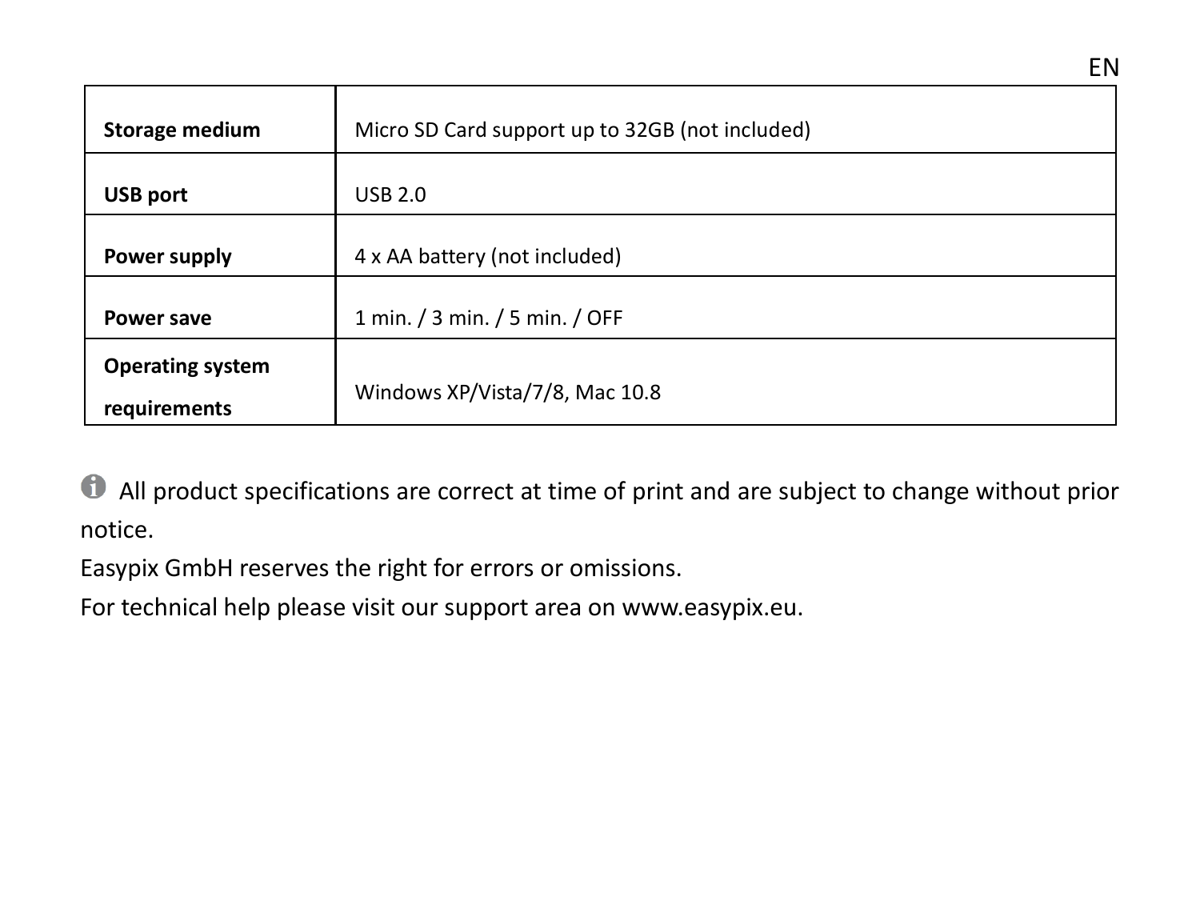| Storage medium | Micro SD Card support up to 32GB (not included) |
| --- | --- |
| USB port | USB 2.0 |
| Power supply | 4 x AA battery (not included) |
| Power save | 1 min. / 3 min. / 5 min. / OFF |
| Operating system requirements | Windows XP/Vista/7/8, Mac 10.8 |

ℹ All product specifications are correct at time of print and are subject to change without prior notice.

Easypix GmbH reserves the right for errors or omissions.

For technical help please visit our support area on www.easypix.eu.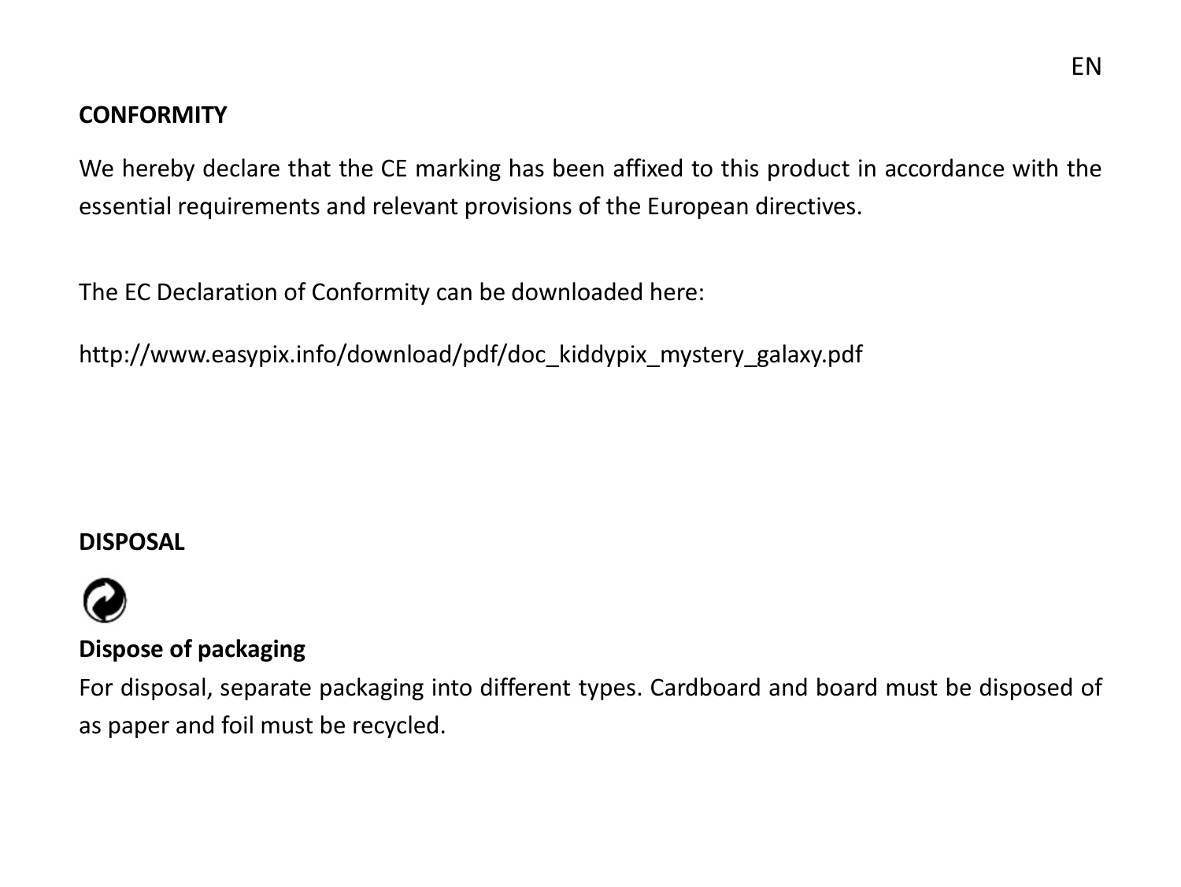## CONFORMITY

We hereby declare that the CE marking has been affixed to this product in accordance with the essential requirements and relevant provisions of the European directives.

The EC Declaration of Conformity can be downloaded here:

http://www.easypix.info/download/pdf/doc_kiddypix_mystery_galaxy.pdf

## DISPOSAL

**Dispose of packaging**

For disposal, separate packaging into different types. Cardboard and board must be disposed of as paper and foil must be recycled.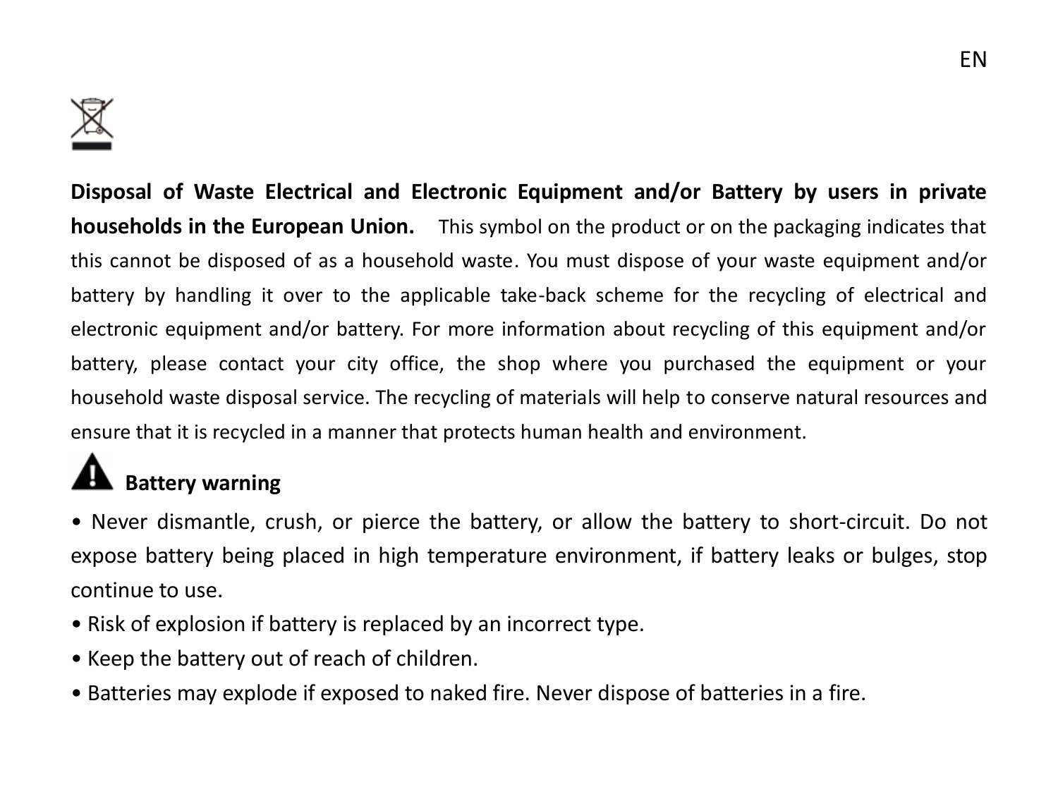**Disposal of Waste Electrical and Electronic Equipment and/or Battery by users in private households in the European Union.** This symbol on the product or on the packaging indicates that this cannot be disposed of as a household waste. You must dispose of your waste equipment and/or battery by handling it over to the applicable take-back scheme for the recycling of electrical and electronic equipment and/or battery. For more information about recycling of this equipment and/or battery, please contact your city office, the shop where you purchased the equipment or your household waste disposal service. The recycling of materials will help to conserve natural resources and ensure that it is recycled in a manner that protects human health and environment.

**Battery warning**

- Never dismantle, crush, or pierce the battery, or allow the battery to short-circuit. Do not expose battery being placed in high temperature environment, if battery leaks or bulges, stop continue to use.
- Risk of explosion if battery is replaced by an incorrect type.
- Keep the battery out of reach of children.
- Batteries may explode if exposed to naked fire. Never dispose of batteries in a fire.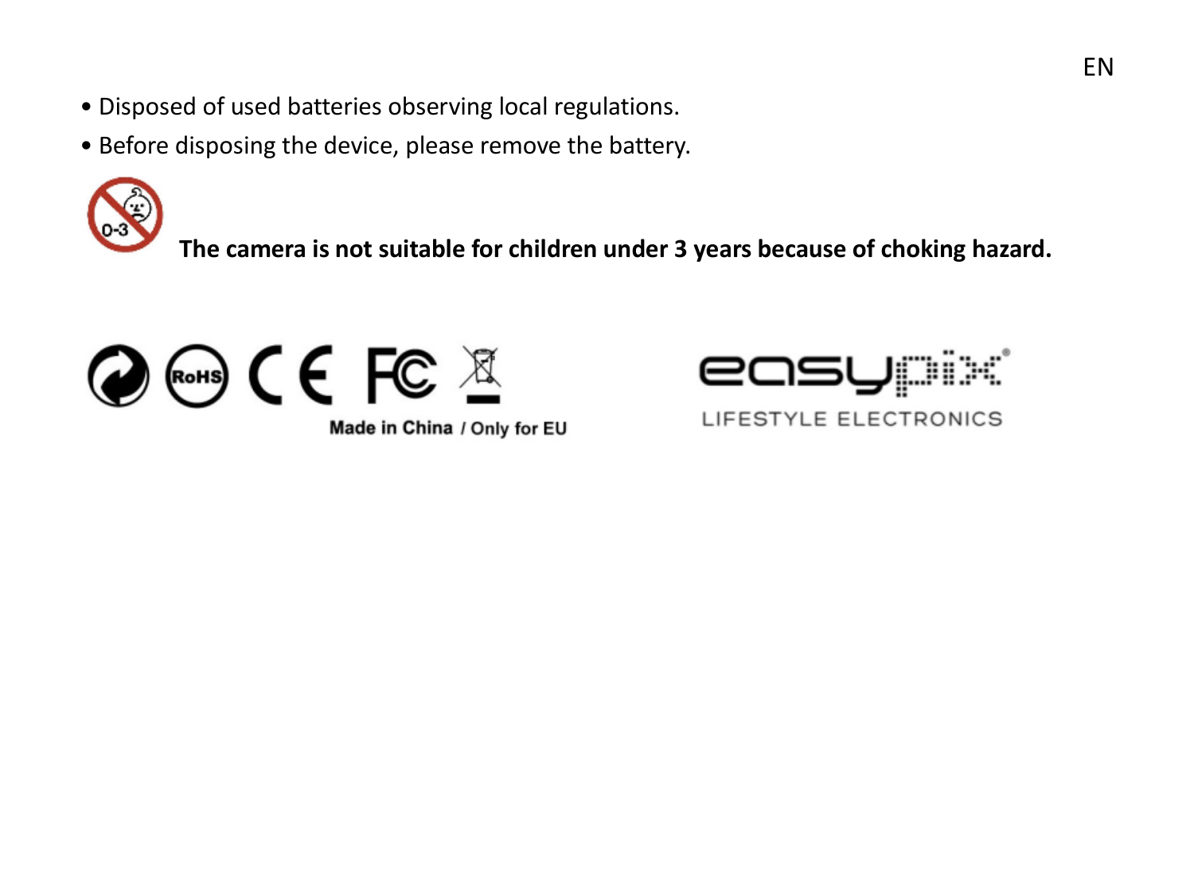- Disposed of used batteries observing local regulations.
- Before disposing the device, please remove the battery.

**The camera is not suitable for children under 3 years because of choking hazard.**

Made in China / Only for EU

LIFESTYLE ELECTRONICS